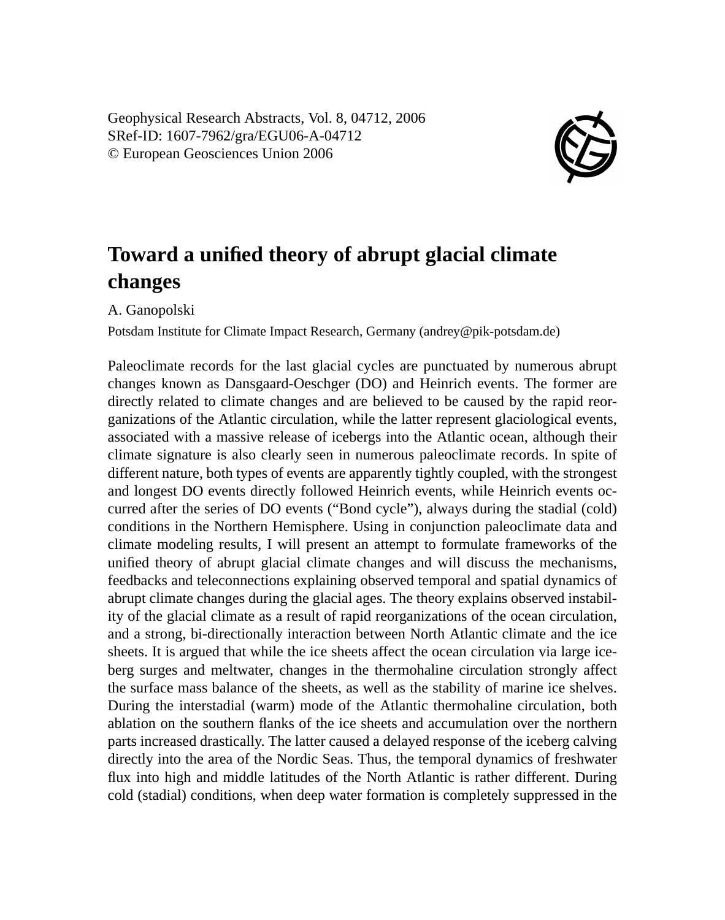Geophysical Research Abstracts, Vol. 8, 04712, 2006
SRef-ID: 1607-7962/gra/EGU06-A-04712
© European Geosciences Union 2006

# Toward a unified theory of abrupt glacial climate changes

A. Ganopolski

Potsdam Institute for Climate Impact Research, Germany (andrey@pik-potsdam.de)

Paleoclimate records for the last glacial cycles are punctuated by numerous abrupt changes known as Dansgaard-Oeschger (DO) and Heinrich events. The former are directly related to climate changes and are believed to be caused by the rapid reorganizations of the Atlantic circulation, while the latter represent glaciological events, associated with a massive release of icebergs into the Atlantic ocean, although their climate signature is also clearly seen in numerous paleoclimate records. In spite of different nature, both types of events are apparently tightly coupled, with the strongest and longest DO events directly followed Heinrich events, while Heinrich events occurred after the series of DO events ("Bond cycle"), always during the stadial (cold) conditions in the Northern Hemisphere. Using in conjunction paleoclimate data and climate modeling results, I will present an attempt to formulate frameworks of the unified theory of abrupt glacial climate changes and will discuss the mechanisms, feedbacks and teleconnections explaining observed temporal and spatial dynamics of abrupt climate changes during the glacial ages. The theory explains observed instability of the glacial climate as a result of rapid reorganizations of the ocean circulation, and a strong, bi-directionally interaction between North Atlantic climate and the ice sheets. It is argued that while the ice sheets affect the ocean circulation via large iceberg surges and meltwater, changes in the thermohaline circulation strongly affect the surface mass balance of the sheets, as well as the stability of marine ice shelves. During the interstadial (warm) mode of the Atlantic thermohaline circulation, both ablation on the southern flanks of the ice sheets and accumulation over the northern parts increased drastically. The latter caused a delayed response of the iceberg calving directly into the area of the Nordic Seas. Thus, the temporal dynamics of freshwater flux into high and middle latitudes of the North Atlantic is rather different. During cold (stadial) conditions, when deep water formation is completely suppressed in the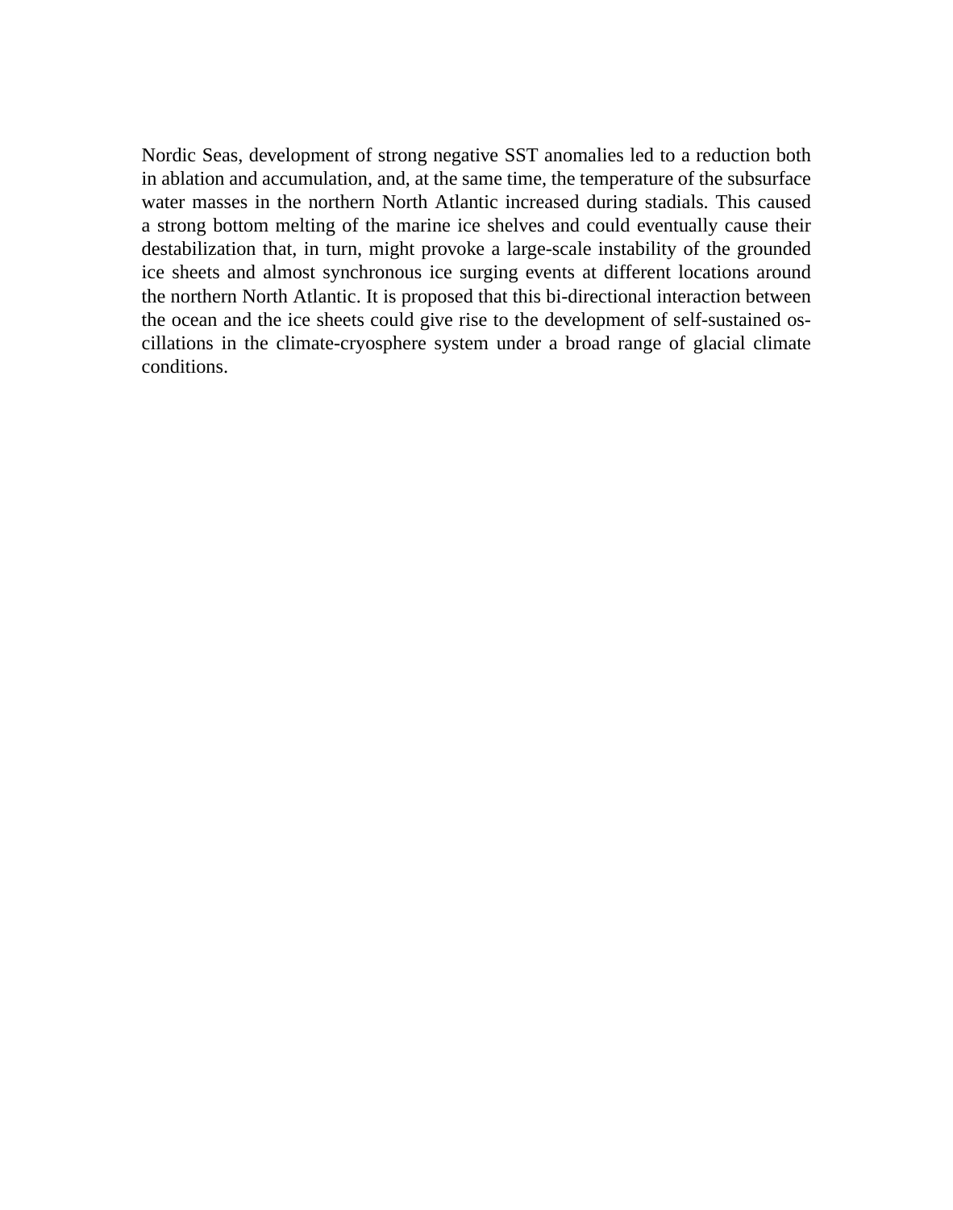Nordic Seas, development of strong negative SST anomalies led to a reduction both in ablation and accumulation, and, at the same time, the temperature of the subsurface water masses in the northern North Atlantic increased during stadials. This caused a strong bottom melting of the marine ice shelves and could eventually cause their destabilization that, in turn, might provoke a large-scale instability of the grounded ice sheets and almost synchronous ice surging events at different locations around the northern North Atlantic. It is proposed that this bi-directional interaction between the ocean and the ice sheets could give rise to the development of self-sustained oscillations in the climate-cryosphere system under a broad range of glacial climate conditions.